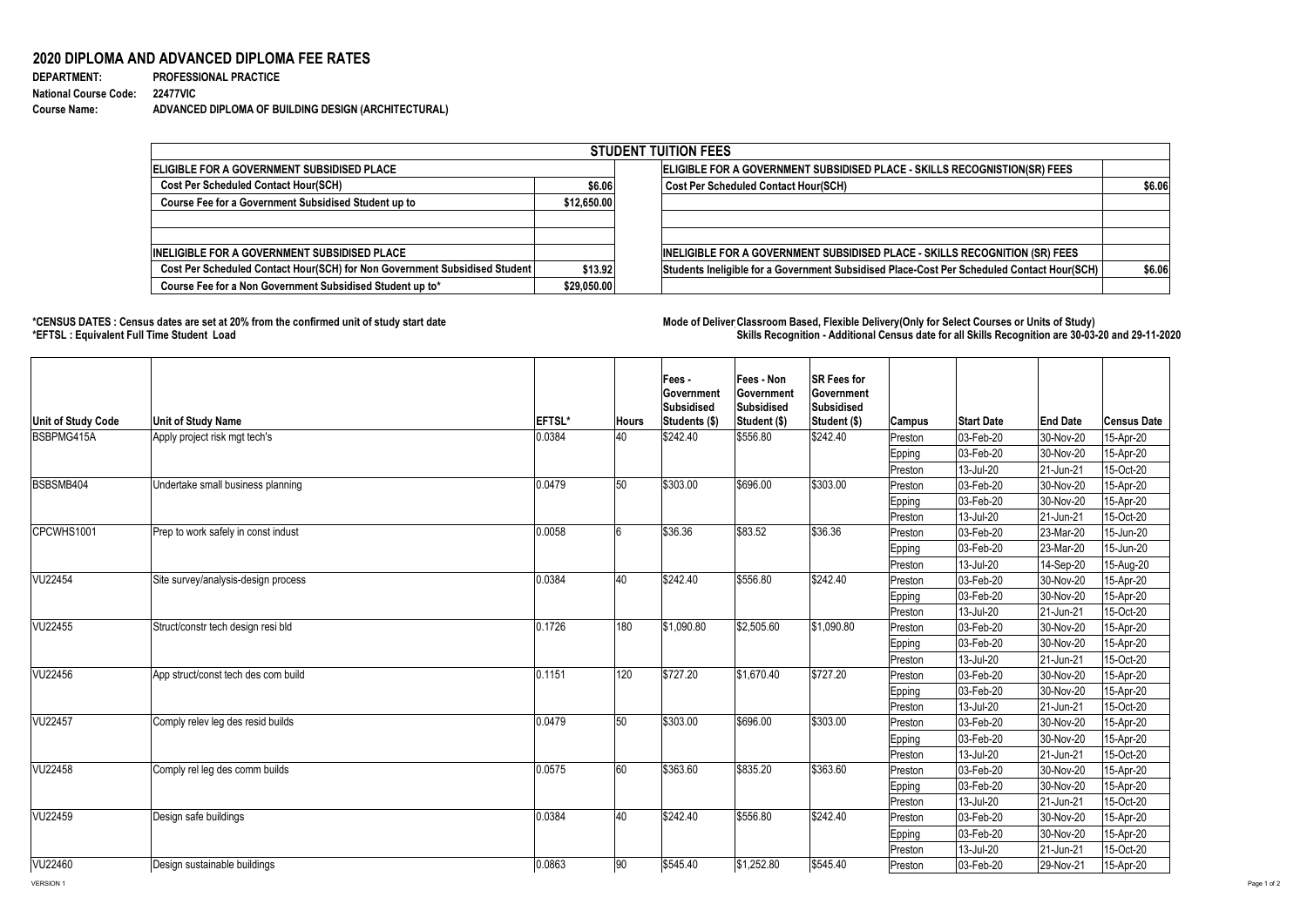## 2020 DIPLOMA AND ADVANCED DIPLOMA FEE RATES

**DEPARTMENT:** PROFESSIONAL PRACTICE
**National Course Code:** 22477VIC
**Course Name:** ADVANCED DIPLOMA OF BUILDING DESIGN (ARCHITECTURAL)

| STUDENT TUITION FEES | | | | |
|---|---|---|---|---|
| **ELIGIBLE FOR A GOVERNMENT SUBSIDISED PLACE** | | | **ELIGIBLE FOR A GOVERNMENT SUBSIDISED PLACE - SKILLS RECOGNISTION(SR) FEES** | |
| **Cost Per Scheduled Contact Hour(SCH)** | **$6.06** | | **Cost Per Scheduled Contact Hour(SCH)** | **$6.06** |
| **Course Fee for a Government Subsidised Student up to** | **$12,650.00** | | | |
| | | | | |
| | | | | |
| **INELIGIBLE FOR A GOVERNMENT SUBSIDISED PLACE** | | | **INELIGIBLE FOR A GOVERNMENT SUBSIDISED PLACE - SKILLS RECOGNITION (SR) FEES** | |
| **Cost Per Scheduled Contact Hour(SCH) for Non Government Subsidised Student** | **$13.92** | | **Students Ineligible for a Government Subsidised Place-Cost Per Scheduled Contact Hour(SCH)** | **$6.06** |
| **Course Fee for a Non Government Subsidised Student up to*** | **$29,050.00** | | | |

**\*CENSUS DATES : Census dates are set at 20% from the confirmed unit of study start date**
**\*EFTSL : Equivalent Full Time Student Load**

**Mode of Delivery: Classroom Based, Flexible Delivery(Only for Select Courses or Units of Study)**
**Skills Recognition - Additional Census date for all Skills Recognition are 30-03-20 and 29-11-2020**

| Unit of Study Code | Unit of Study Name | EFTSL* | Hours | Fees - Government Subsidised Students ($) | Fees - Non Government Subsidised Student ($) | SR Fees for Government Subsidised Student ($) | Campus | Start Date | End Date | Census Date |
|---|---|---|---|---|---|---|---|---|---|---|
| BSBPMG415A | Apply project risk mgt tech's | 0.0384 | 40 | $242.40 | $556.80 | $242.40 | Preston | 03-Feb-20 | 30-Nov-20 | 15-Apr-20 |
| | | | | | | | Epping | 03-Feb-20 | 30-Nov-20 | 15-Apr-20 |
| | | | | | | | Preston | 13-Jul-20 | 21-Jun-21 | 15-Oct-20 |
| BSBSMB404 | Undertake small business planning | 0.0479 | 50 | $303.00 | $696.00 | $303.00 | Preston | 03-Feb-20 | 30-Nov-20 | 15-Apr-20 |
| | | | | | | | Epping | 03-Feb-20 | 30-Nov-20 | 15-Apr-20 |
| | | | | | | | Preston | 13-Jul-20 | 21-Jun-21 | 15-Oct-20 |
| CPCWHS1001 | Prep to work safely in const indust | 0.0058 | 6 | $36.36 | $83.52 | $36.36 | Preston | 03-Feb-20 | 23-Mar-20 | 15-Jun-20 |
| | | | | | | | Epping | 03-Feb-20 | 23-Mar-20 | 15-Jun-20 |
| | | | | | | | Preston | 13-Jul-20 | 14-Sep-20 | 15-Aug-20 |
| VU22454 | Site survey/analysis-design process | 0.0384 | 40 | $242.40 | $556.80 | $242.40 | Preston | 03-Feb-20 | 30-Nov-20 | 15-Apr-20 |
| | | | | | | | Epping | 03-Feb-20 | 30-Nov-20 | 15-Apr-20 |
| | | | | | | | Preston | 13-Jul-20 | 21-Jun-21 | 15-Oct-20 |
| VU22455 | Struct/constr tech design resi bld | 0.1726 | 180 | $1,090.80 | $2,505.60 | $1,090.80 | Preston | 03-Feb-20 | 30-Nov-20 | 15-Apr-20 |
| | | | | | | | Epping | 03-Feb-20 | 30-Nov-20 | 15-Apr-20 |
| | | | | | | | Preston | 13-Jul-20 | 21-Jun-21 | 15-Oct-20 |
| VU22456 | App struct/const tech des com build | 0.1151 | 120 | $727.20 | $1,670.40 | $727.20 | Preston | 03-Feb-20 | 30-Nov-20 | 15-Apr-20 |
| | | | | | | | Epping | 03-Feb-20 | 30-Nov-20 | 15-Apr-20 |
| | | | | | | | Preston | 13-Jul-20 | 21-Jun-21 | 15-Oct-20 |
| VU22457 | Comply relev leg des resid builds | 0.0479 | 50 | $303.00 | $696.00 | $303.00 | Preston | 03-Feb-20 | 30-Nov-20 | 15-Apr-20 |
| | | | | | | | Epping | 03-Feb-20 | 30-Nov-20 | 15-Apr-20 |
| | | | | | | | Preston | 13-Jul-20 | 21-Jun-21 | 15-Oct-20 |
| VU22458 | Comply rel leg des comm builds | 0.0575 | 60 | $363.60 | $835.20 | $363.60 | Preston | 03-Feb-20 | 30-Nov-20 | 15-Apr-20 |
| | | | | | | | Epping | 03-Feb-20 | 30-Nov-20 | 15-Apr-20 |
| | | | | | | | Preston | 13-Jul-20 | 21-Jun-21 | 15-Oct-20 |
| VU22459 | Design safe buildings | 0.0384 | 40 | $242.40 | $556.80 | $242.40 | Preston | 03-Feb-20 | 30-Nov-20 | 15-Apr-20 |
| | | | | | | | Epping | 03-Feb-20 | 30-Nov-20 | 15-Apr-20 |
| | | | | | | | Preston | 13-Jul-20 | 21-Jun-21 | 15-Oct-20 |
| VU22460 | Design sustainable buildings | 0.0863 | 90 | $545.40 | $1,252.80 | $545.40 | Preston | 03-Feb-20 | 29-Nov-21 | 15-Apr-20 |

VERSION 1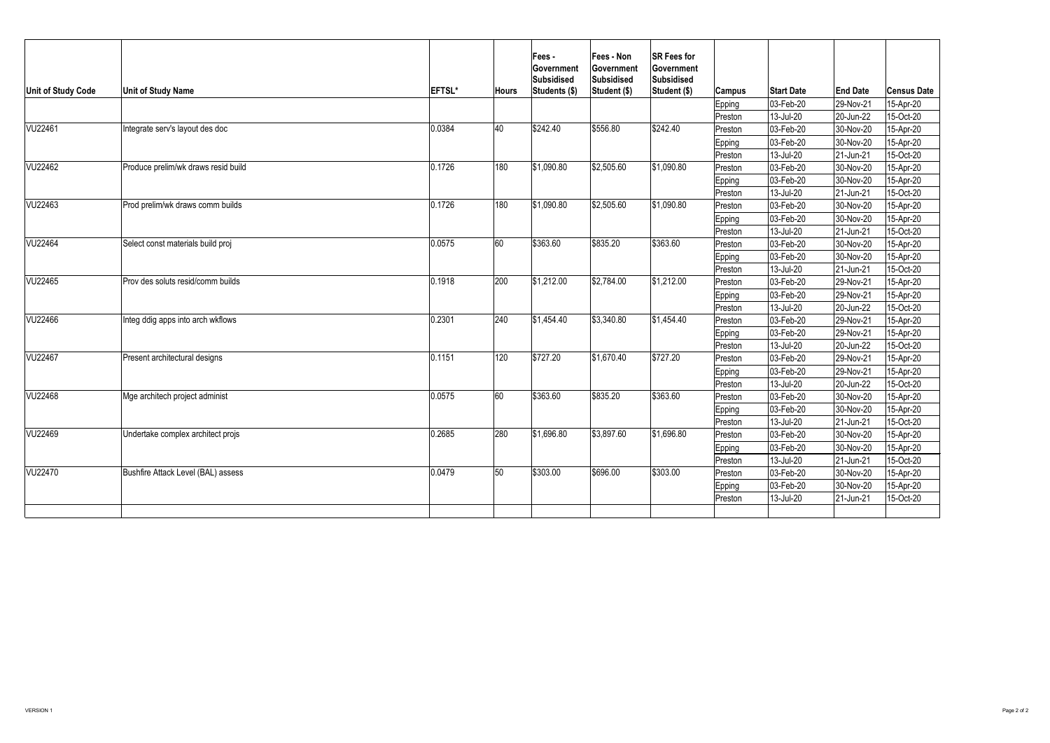| Unit of Study Code | Unit of Study Name | EFTSL* | Hours | Fees - Government Subsidised Students ($) | Fees - Non Government Subsidised Student ($) | SR Fees for Government Subsidised Student ($) | Campus | Start Date | End Date | Census Date |
|---|---|---|---|---|---|---|---|---|---|---|
| | | | | | | | Epping | 03-Feb-20 | 29-Nov-21 | 15-Apr-20 |
| | | | | | | | Preston | 13-Jul-20 | 20-Jun-22 | 15-Oct-20 |
| VU22461 | Integrate serv's layout des doc | 0.0384 | 40 | $242.40 | $556.80 | $242.40 | Preston | 03-Feb-20 | 30-Nov-20 | 15-Apr-20 |
| | | | | | | | Epping | 03-Feb-20 | 30-Nov-20 | 15-Apr-20 |
| | | | | | | | Preston | 13-Jul-20 | 21-Jun-21 | 15-Oct-20 |
| VU22462 | Produce prelim/wk draws resid build | 0.1726 | 180 | $1,090.80 | $2,505.60 | $1,090.80 | Preston | 03-Feb-20 | 30-Nov-20 | 15-Apr-20 |
| | | | | | | | Epping | 03-Feb-20 | 30-Nov-20 | 15-Apr-20 |
| | | | | | | | Preston | 13-Jul-20 | 21-Jun-21 | 15-Oct-20 |
| VU22463 | Prod prelim/wk draws comm builds | 0.1726 | 180 | $1,090.80 | $2,505.60 | $1,090.80 | Preston | 03-Feb-20 | 30-Nov-20 | 15-Apr-20 |
| | | | | | | | Epping | 03-Feb-20 | 30-Nov-20 | 15-Apr-20 |
| | | | | | | | Preston | 13-Jul-20 | 21-Jun-21 | 15-Oct-20 |
| VU22464 | Select const materials build proj | 0.0575 | 60 | $363.60 | $835.20 | $363.60 | Preston | 03-Feb-20 | 30-Nov-20 | 15-Apr-20 |
| | | | | | | | Epping | 03-Feb-20 | 30-Nov-20 | 15-Apr-20 |
| | | | | | | | Preston | 13-Jul-20 | 21-Jun-21 | 15-Oct-20 |
| VU22465 | Prov des soluts resid/comm builds | 0.1918 | 200 | $1,212.00 | $2,784.00 | $1,212.00 | Preston | 03-Feb-20 | 29-Nov-21 | 15-Apr-20 |
| | | | | | | | Epping | 03-Feb-20 | 29-Nov-21 | 15-Apr-20 |
| | | | | | | | Preston | 13-Jul-20 | 20-Jun-22 | 15-Oct-20 |
| VU22466 | Integ ddig apps into arch wkflows | 0.2301 | 240 | $1,454.40 | $3,340.80 | $1,454.40 | Preston | 03-Feb-20 | 29-Nov-21 | 15-Apr-20 |
| | | | | | | | Epping | 03-Feb-20 | 29-Nov-21 | 15-Apr-20 |
| | | | | | | | Preston | 13-Jul-20 | 20-Jun-22 | 15-Oct-20 |
| VU22467 | Present architectural designs | 0.1151 | 120 | $727.20 | $1,670.40 | $727.20 | Preston | 03-Feb-20 | 29-Nov-21 | 15-Apr-20 |
| | | | | | | | Epping | 03-Feb-20 | 29-Nov-21 | 15-Apr-20 |
| | | | | | | | Preston | 13-Jul-20 | 20-Jun-22 | 15-Oct-20 |
| VU22468 | Mge architech project administ | 0.0575 | 60 | $363.60 | $835.20 | $363.60 | Preston | 03-Feb-20 | 30-Nov-20 | 15-Apr-20 |
| | | | | | | | Epping | 03-Feb-20 | 30-Nov-20 | 15-Apr-20 |
| | | | | | | | Preston | 13-Jul-20 | 21-Jun-21 | 15-Oct-20 |
| VU22469 | Undertake complex architect projs | 0.2685 | 280 | $1,696.80 | $3,897.60 | $1,696.80 | Preston | 03-Feb-20 | 30-Nov-20 | 15-Apr-20 |
| | | | | | | | Epping | 03-Feb-20 | 30-Nov-20 | 15-Apr-20 |
| | | | | | | | Preston | 13-Jul-20 | 21-Jun-21 | 15-Oct-20 |
| VU22470 | Bushfire Attack Level (BAL) assess | 0.0479 | 50 | $303.00 | $696.00 | $303.00 | Preston | 03-Feb-20 | 30-Nov-20 | 15-Apr-20 |
| | | | | | | | Epping | 03-Feb-20 | 30-Nov-20 | 15-Apr-20 |
| | | | | | | | Preston | 13-Jul-20 | 21-Jun-21 | 15-Oct-20 |

VERSION 1